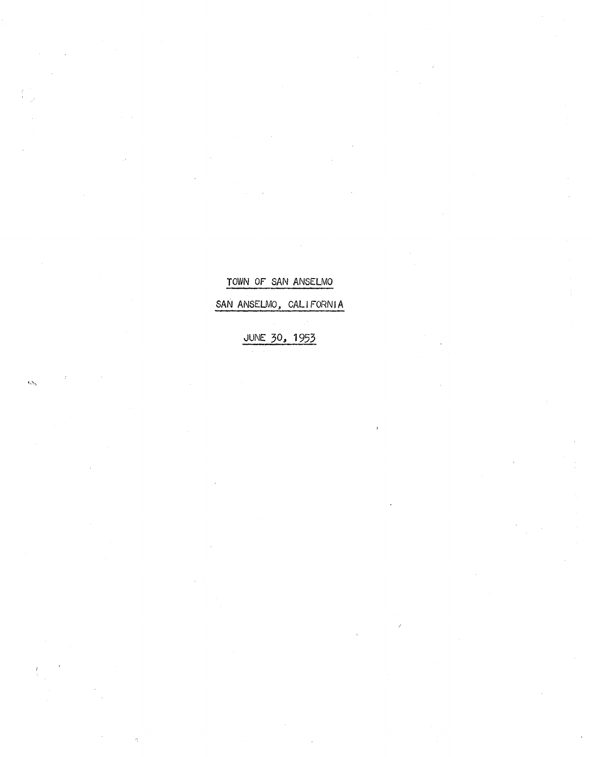TOWN OF SAN ANSELMO

SAN ANSELMO, CALIFORNIA

JUNE 30, 1953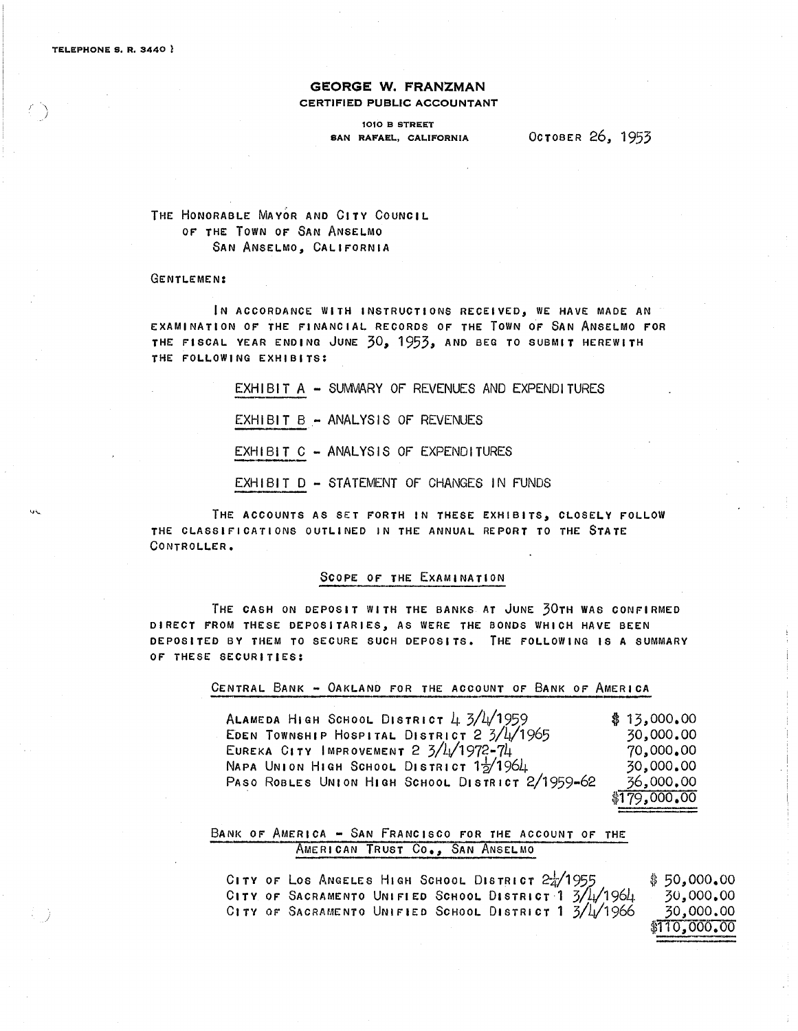TELEPHONE S. R. 3440

**GEORGE W. FRANZMAN**
**CERTIFIED PUBLIC ACCOUNTANT**

1010 B STREET
SAN RAFAEL, CALIFORNIA

OCTOBER 26, 1953

THE HONORABLE MAYOR AND CITY COUNCIL
OF THE TOWN OF SAN ANSELMO
SAN ANSELMO, CALIFORNIA

GENTLEMEN:

IN ACCORDANCE WITH INSTRUCTIONS RECEIVED, WE HAVE MADE AN EXAMINATION OF THE FINANCIAL RECORDS OF THE TOWN OF SAN ANSELMO FOR THE FISCAL YEAR ENDING JUNE 30, 1953, AND BEG TO SUBMIT HEREWITH THE FOLLOWING EXHIBITS:

EXHIBIT A - SUMMARY OF REVENUES AND EXPENDITURES

EXHIBIT B - ANALYSIS OF REVENUES

EXHIBIT C - ANALYSIS OF EXPENDITURES

EXHIBIT D - STATEMENT OF CHANGES IN FUNDS

THE ACCOUNTS AS SET FORTH IN THESE EXHIBITS, CLOSELY FOLLOW THE CLASSIFICATIONS OUTLINED IN THE ANNUAL REPORT TO THE STATE CONTROLLER.

## SCOPE OF THE EXAMINATION

THE CASH ON DEPOSIT WITH THE BANKS AT JUNE 30TH WAS CONFIRMED DIRECT FROM THESE DEPOSITARIES, AS WERE THE BONDS WHICH HAVE BEEN DEPOSITED BY THEM TO SECURE SUCH DEPOSITS. THE FOLLOWING IS A SUMMARY OF THESE SECURITIES:

CENTRAL BANK - OAKLAND FOR THE ACCOUNT OF BANK OF AMERICA

| | |
|---|---|
| ALAMEDA HIGH SCHOOL DISTRICT 4 3/4/1959 | $ 13,000.00 |
| EDEN TOWNSHIP HOSPITAL DISTRICT 2 3/4/1965 | 30,000.00 |
| EUREKA CITY IMPROVEMENT 2 3/4/1972-74 | 70,000.00 |
| NAPA UNION HIGH SCHOOL DISTRICT 1½/1964 | 30,000.00 |
| PASO ROBLES UNION HIGH SCHOOL DISTRICT 2/1959-62 | 36,000.00 |
| | $179,000.00 |

BANK OF AMERICA - SAN FRANCISCO FOR THE ACCOUNT OF THE AMERICAN TRUST CO., SAN ANSELMO

| | |
|---|---|
| CITY OF LOS ANGELES HIGH SCHOOL DISTRICT 2¼/1955 | $ 50,000.00 |
| CITY OF SACRAMENTO UNIFIED SCHOOL DISTRICT 1 3/4/1964 | 30,000.00 |
| CITY OF SACRAMENTO UNIFIED SCHOOL DISTRICT 1 3/4/1966 | 30,000.00 |
| | $110,000.00 |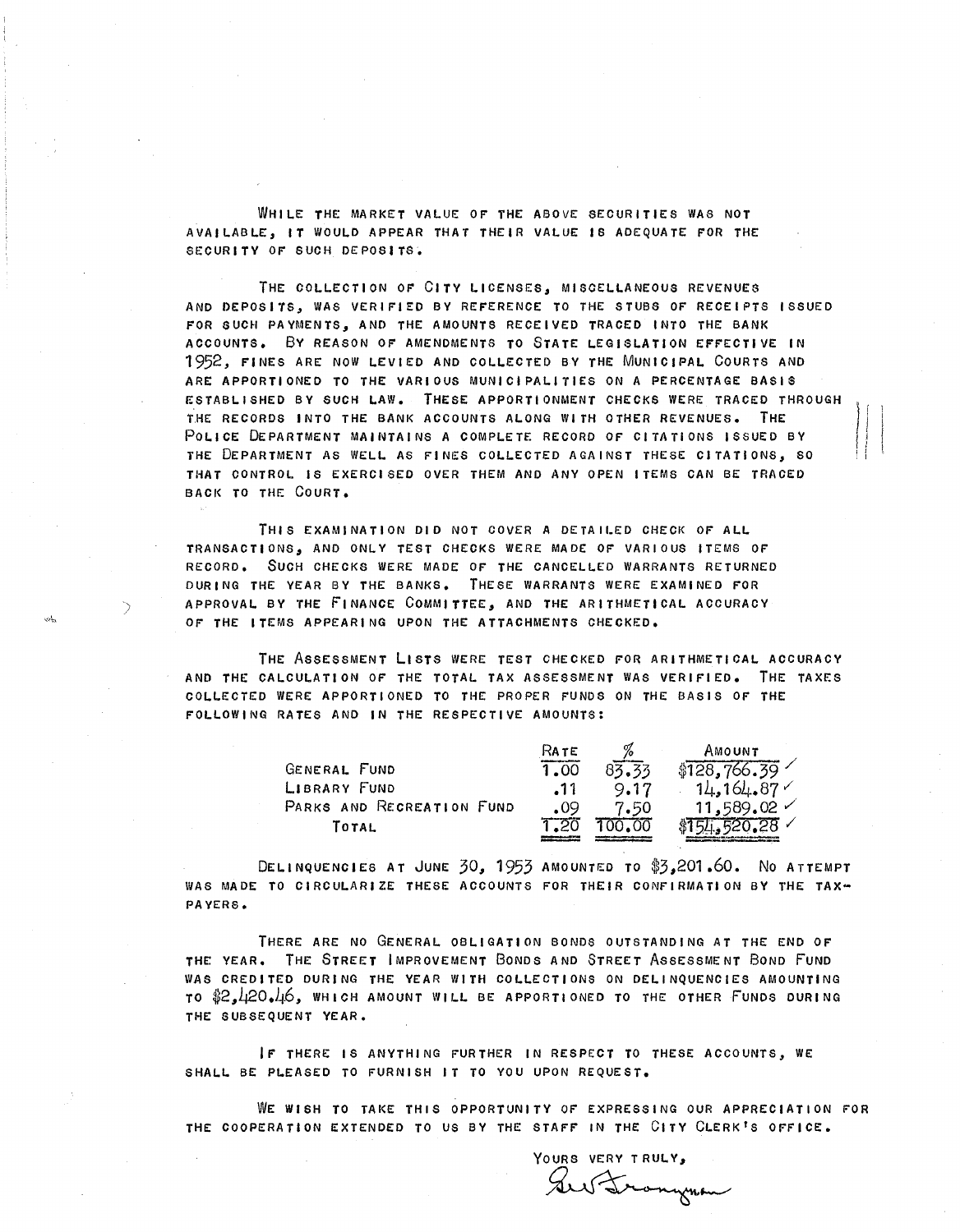While the market value of the above securities was not available, it would appear that their value is adequate for the security of such deposits.

The collection of City licenses, miscellaneous revenues and deposits, was verified by reference to the stubs of receipts issued for such payments, and the amounts received traced into the bank accounts. By reason of amendments to State legislation effective in 1952, fines are now levied and collected by the Municipal Courts and are apportioned to the various municipalities on a percentage basis established by such law. These apportionment checks were traced through the records into the bank accounts along with other revenues. The Police Department maintains a complete record of citations issued by the Department as well as fines collected against these citations, so that control is exercised over them and any open items can be traced back to the Court.

This examination did not cover a detailed check of all transactions, and only test checks were made of various items of record. Such checks were made of the cancelled warrants returned during the year by the banks. These warrants were examined for approval by the Finance Committee, and the arithmetical accuracy of the items appearing upon the attachments checked.

The Assessment Lists were test checked for arithmetical accuracy and the calculation of the total tax assessment was verified. The taxes collected were apportioned to the proper funds on the basis of the following rates and in the respective amounts:

| | Rate | % | Amount |
|---|---|---|---|
| General Fund | 1.00 | 83.33 | $128,766.39 ✓ |
| Library Fund | .11 | 9.17 | 14,164.87 ✓ |
| Parks and Recreation Fund | .09 | 7.50 | 11,589.02 ✓ |
| Total | 1.20 | 100.00 | $154,520.28 ✓ |

Delinquencies at June 30, 1953 amounted to $3,201.60. No attempt was made to circularize these accounts for their confirmation by the tax-payers.

There are no General obligation bonds outstanding at the end of the year. The Street Improvement Bonds and Street Assessment Bond Fund was credited during the year with collections on delinquencies amounting to $2,420.46, which amount will be apportioned to the other Funds during the subsequent year.

If there is anything further in respect to these accounts, we shall be pleased to furnish it to you upon request.

We wish to take this opportunity of expressing our appreciation for the cooperation extended to us by the staff in the City Clerk's office.

Yours very truly,

*[signature]*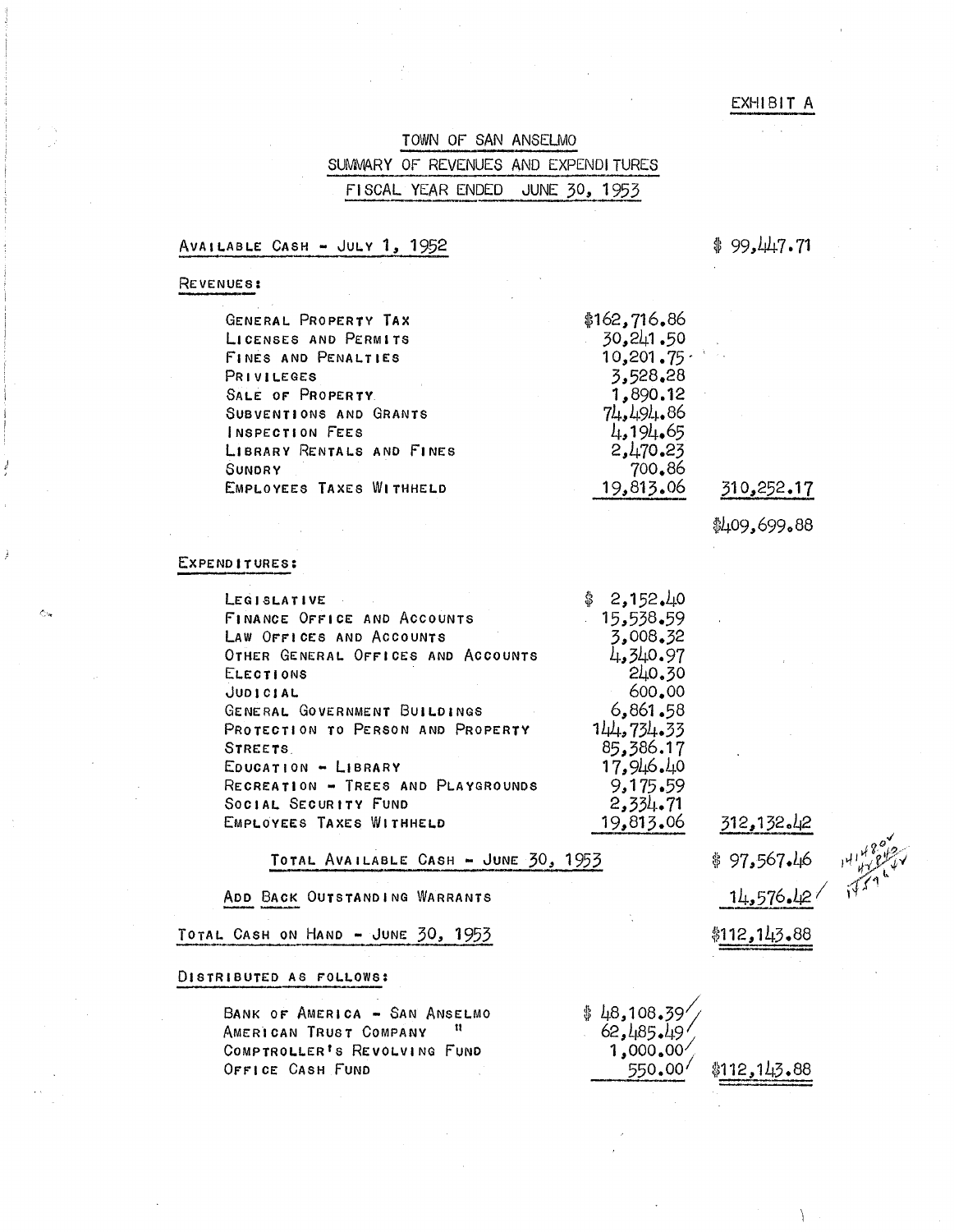EXHIBIT A

# TOWN OF SAN ANSELMO

## SUMMARY OF REVENUES AND EXPENDITURES

## FISCAL YEAR ENDED JUNE 30, 1953

| | | |
|---|---|---|
| **AVAILABLE CASH - JULY 1, 1952** | | $ 99,447.71 |
| **REVENUES:** | | |
| GENERAL PROPERTY TAX | $162,716.86 | |
| LICENSES AND PERMITS | 30,241.50 | |
| FINES AND PENALTIES | 10,201.75 | |
| PRIVILEGES | 3,528.28 | |
| SALE OF PROPERTY | 1,890.12 | |
| SUBVENTIONS AND GRANTS | 74,494.86 | |
| INSPECTION FEES | 4,194.65 | |
| LIBRARY RENTALS AND FINES | 2,470.23 | |
| SUNDRY | 700.86 | |
| EMPLOYEES TAXES WITHHELD | 19,813.06 | 310,252.17 |
| | | $409,699.88 |
| **EXPENDITURES:** | | |
| LEGISLATIVE | $ 2,152.40 | |
| FINANCE OFFICE AND ACCOUNTS | 15,538.59 | |
| LAW OFFICES AND ACCOUNTS | 3,008.32 | |
| OTHER GENERAL OFFICES AND ACCOUNTS | 4,340.97 | |
| ELECTIONS | 240.30 | |
| JUDICIAL | 600.00 | |
| GENERAL GOVERNMENT BUILDINGS | 6,861.58 | |
| PROTECTION TO PERSON AND PROPERTY | 144,734.33 | |
| STREETS | 85,386.17 | |
| EDUCATION - LIBRARY | 17,946.40 | |
| RECREATION - TREES AND PLAYGROUNDS | 9,175.59 | |
| SOCIAL SECURITY FUND | 2,334.71 | |
| EMPLOYEES TAXES WITHHELD | 19,813.06 | 312,132.42 |
| **TOTAL AVAILABLE CASH - JUNE 30, 1953** | | $ 97,567.46 |
| ADD BACK OUTSTANDING WARRANTS | | 14,576.42 |
| **TOTAL CASH ON HAND - JUNE 30, 1953** | | $112,143.88 |
| **DISTRIBUTED AS FOLLOWS:** | | |
| BANK OF AMERICA - SAN ANSELMO | $ 48,108.39 | |
| AMERICAN TRUST COMPANY " | 62,485.49 | |
| COMPTROLLER'S REVOLVING FUND | 1,000.00 | |
| OFFICE CASH FUND | 550.00 | $112,143.88 |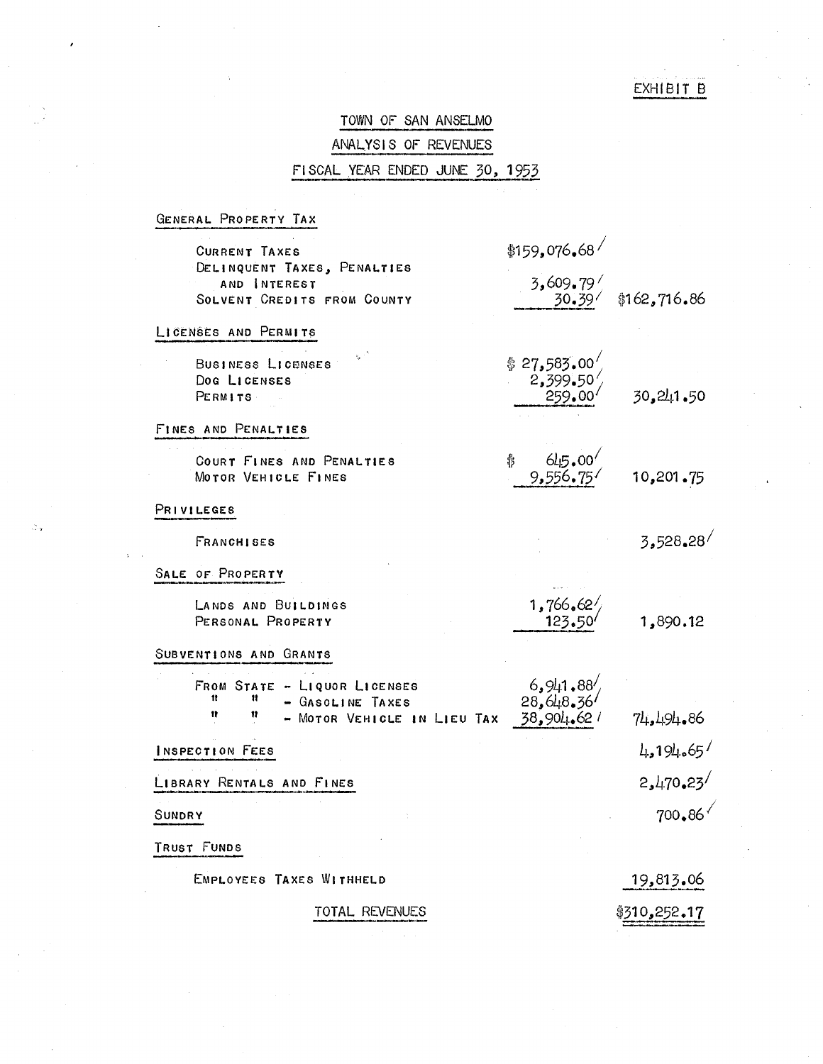EXHIBIT B

# TOWN OF SAN ANSELMO

## ANALYSIS OF REVENUES

## FISCAL YEAR ENDED JUNE 30, 1953

| | | |
|---|---|---|
| **GENERAL PROPERTY TAX** | | |
| CURRENT TAXES | $159,076.68 | |
| DELINQUENT TAXES, PENALTIES AND INTEREST | 3,609.79 | |
| SOLVENT CREDITS FROM COUNTY | 30.39 | $162,716.86 |
| **LICENSES AND PERMITS** | | |
| BUSINESS LICENSES | $ 27,583.00 | |
| DOG LICENSES | 2,399.50 | |
| PERMITS | 259.00 | 30,241.50 |
| **FINES AND PENALTIES** | | |
| COURT FINES AND PENALTIES | $ 645.00 | |
| MOTOR VEHICLE FINES | 9,556.75 | 10,201.75 |
| **PRIVILEGES** | | |
| FRANCHISES | | 3,528.28 |
| **SALE OF PROPERTY** | | |
| LANDS AND BUILDINGS | 1,766.62 | |
| PERSONAL PROPERTY | 123.50 | 1,890.12 |
| **SUBVENTIONS AND GRANTS** | | |
| FROM STATE - LIQUOR LICENSES | 6,941.88 | |
| " " - GASOLINE TAXES | 28,648.36 | |
| " " - MOTOR VEHICLE IN LIEU TAX | 38,904.62 | 74,494.86 |
| **INSPECTION FEES** | | 4,194.65 |
| **LIBRARY RENTALS AND FINES** | | 2,470.23 |
| **SUNDRY** | | 700.86 |
| **TRUST FUNDS** | | |
| EMPLOYEES TAXES WITHHELD | | 19,813.06 |
| TOTAL REVENUES | | $310,252.17 |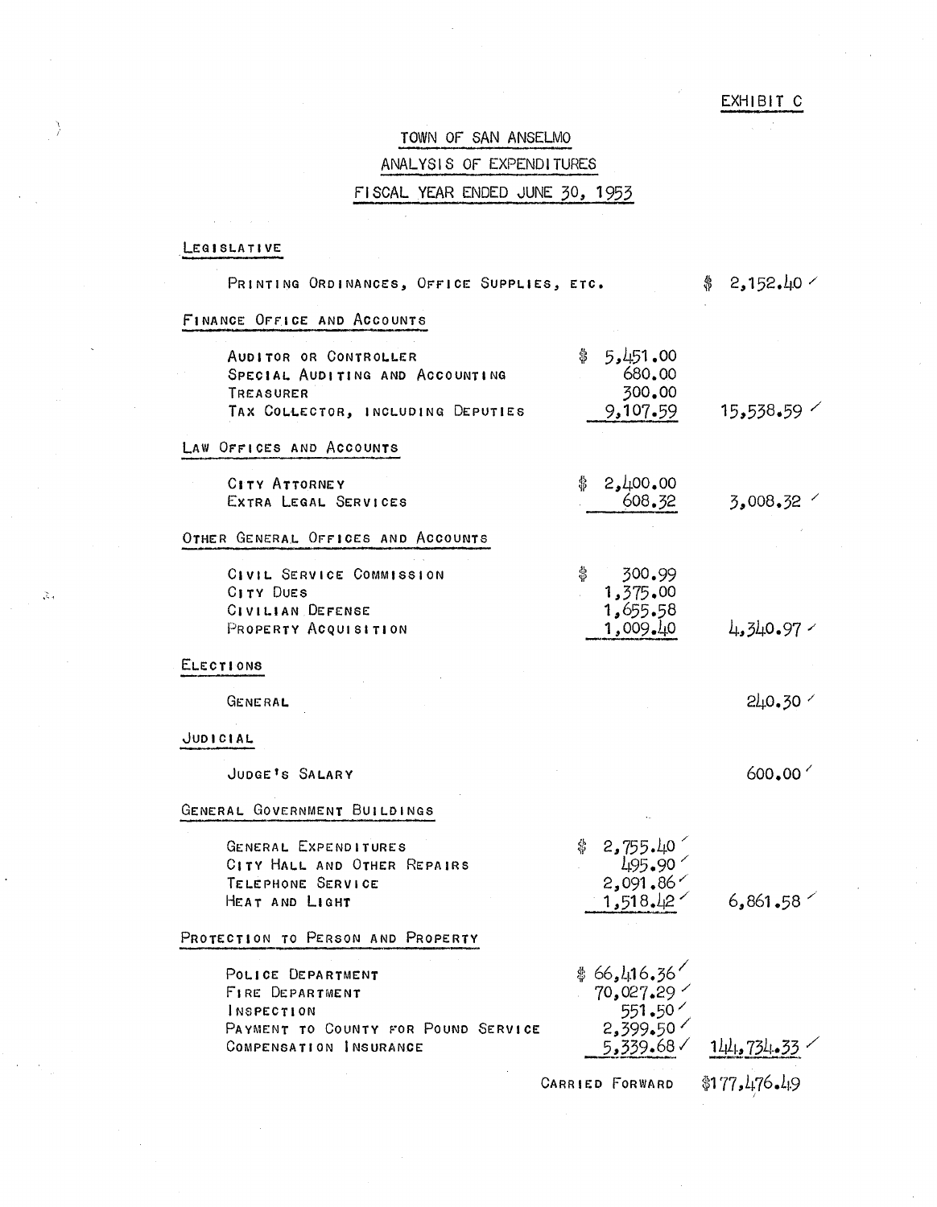EXHIBIT C

# TOWN OF SAN ANSELMO

## ANALYSIS OF EXPENDITURES

## FISCAL YEAR ENDED JUNE 30, 1953

| | | |
|---|---|---|
| **LEGISLATIVE** | | |
| PRINTING ORDINANCES, OFFICE SUPPLIES, ETC. | | $ 2,152.40 |
| **FINANCE OFFICE AND ACCOUNTS** | | |
| AUDITOR OR CONTROLLER | $ 5,451.00 | |
| SPECIAL AUDITING AND ACCOUNTING | 680.00 | |
| TREASURER | 300.00 | |
| TAX COLLECTOR, INCLUDING DEPUTIES | 9,107.59 | 15,538.59 |
| **LAW OFFICES AND ACCOUNTS** | | |
| CITY ATTORNEY | $ 2,400.00 | |
| EXTRA LEGAL SERVICES | 608.32 | 3,008.32 |
| **OTHER GENERAL OFFICES AND ACCOUNTS** | | |
| CIVIL SERVICE COMMISSION | $ 300.99 | |
| CITY DUES | 1,375.00 | |
| CIVILIAN DEFENSE | 1,655.58 | |
| PROPERTY ACQUISITION | 1,009.40 | 4,340.97 |
| **ELECTIONS** | | |
| GENERAL | | 240.30 |
| **JUDICIAL** | | |
| JUDGE'S SALARY | | 600.00 |
| **GENERAL GOVERNMENT BUILDINGS** | | |
| GENERAL EXPENDITURES | $ 2,755.40 | |
| CITY HALL AND OTHER REPAIRS | 495.90 | |
| TELEPHONE SERVICE | 2,091.86 | |
| HEAT AND LIGHT | 1,518.42 | 6,861.58 |
| **PROTECTION TO PERSON AND PROPERTY** | | |
| POLICE DEPARTMENT | $ 66,416.36 | |
| FIRE DEPARTMENT | 70,027.29 | |
| INSPECTION | 551.50 | |
| PAYMENT TO COUNTY FOR POUND SERVICE | 2,399.50 | |
| COMPENSATION INSURANCE | 5,339.68 | 144,734.33 |
| | CARRIED FORWARD | $177,476.49 |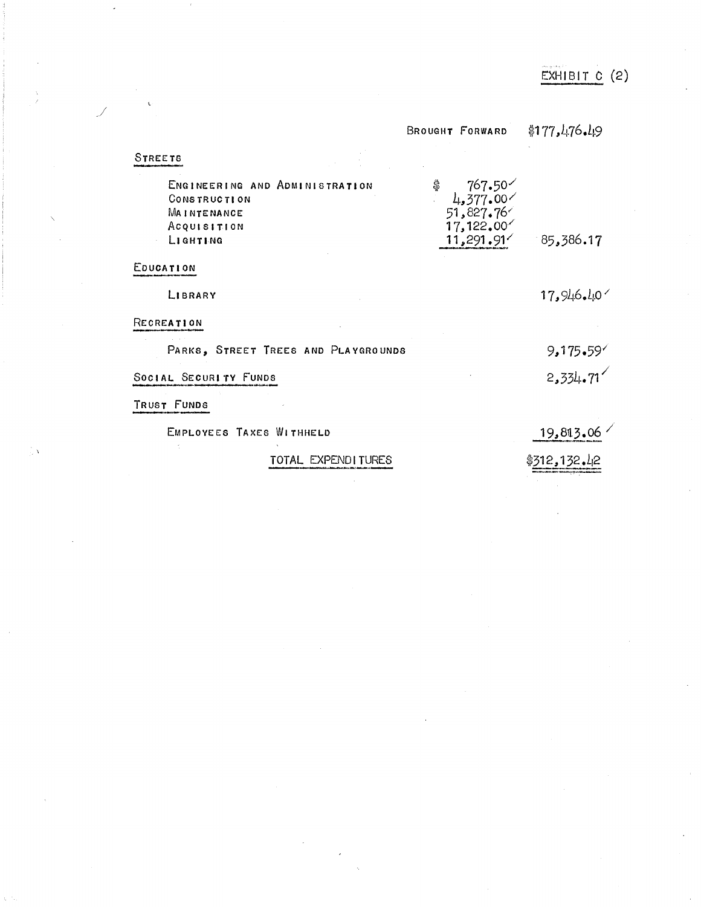EXHIBIT C (2)

| | | |
|---|---|---|
| | BROUGHT FORWARD | $177,476.49 |
| **STREETS** | | |
| ENGINEERING AND ADMINISTRATION | $ 767.50 | |
| CONSTRUCTION | 4,377.00 | |
| MAINTENANCE | 51,827.76 | |
| ACQUISITION | 17,122.00 | |
| LIGHTING | 11,291.91 | 85,386.17 |
| **EDUCATION** | | |
| LIBRARY | | 17,946.40 |
| **RECREATION** | | |
| PARKS, STREET TREES AND PLAYGROUNDS | | 9,175.59 |
| **SOCIAL SECURITY FUNDS** | | 2,334.71 |
| **TRUST FUNDS** | | |
| EMPLOYEES TAXES WITHHELD | | 19,813.06 |
| TOTAL EXPENDITURES | | $312,132.42 |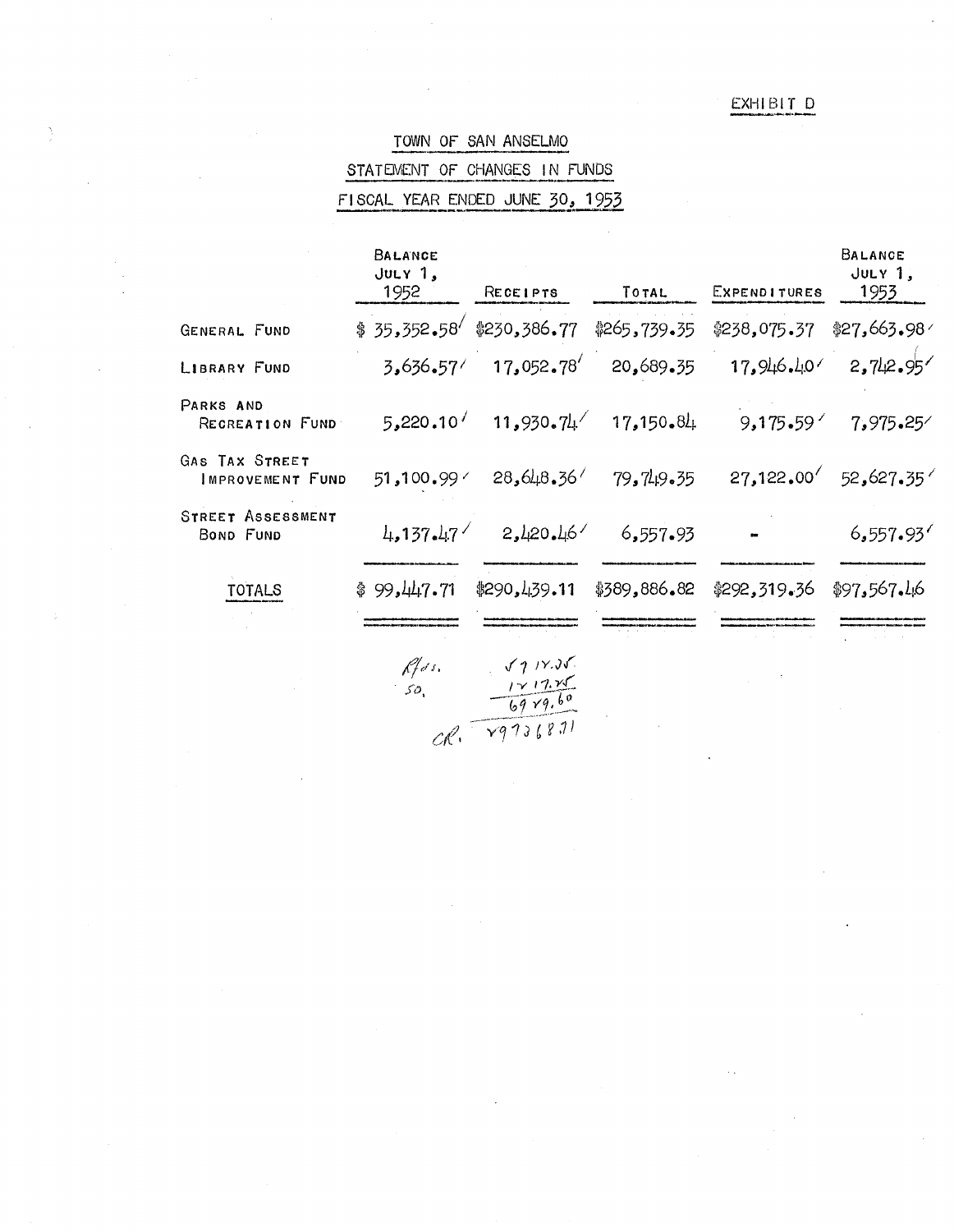EXHIBIT D

# TOWN OF SAN ANSELMO

## STATEMENT OF CHANGES IN FUNDS

## FISCAL YEAR ENDED JUNE 30, 1953

| | Balance July 1, 1952 | Receipts | Total | Expenditures | Balance July 1, 1953 |
|---|---|---|---|---|---|
| General Fund | $ 35,352.58 | $230,386.77 | $265,739.35 | $238,075.37 | $27,663.98 |
| Library Fund | 3,636.57 | 17,052.78 | 20,689.35 | 17,946.40 | 2,742.95 |
| Parks and Recreation Fund | 5,220.10 | 11,930.74 | 17,150.84 | 9,175.59 | 7,975.25 |
| Gas Tax Street Improvement Fund | 51,100.99 | 28,648.36 | 79,749.35 | 27,122.00 | 52,627.35 |
| Street Assessment Bond Fund | 4,137.47 | 2,420.46 | 6,557.93 | - | 6,557.93 |
| TOTALS | $ 99,447.71 | $290,439.11 | $389,886.82 | $292,319.36 | $97,567.46 |